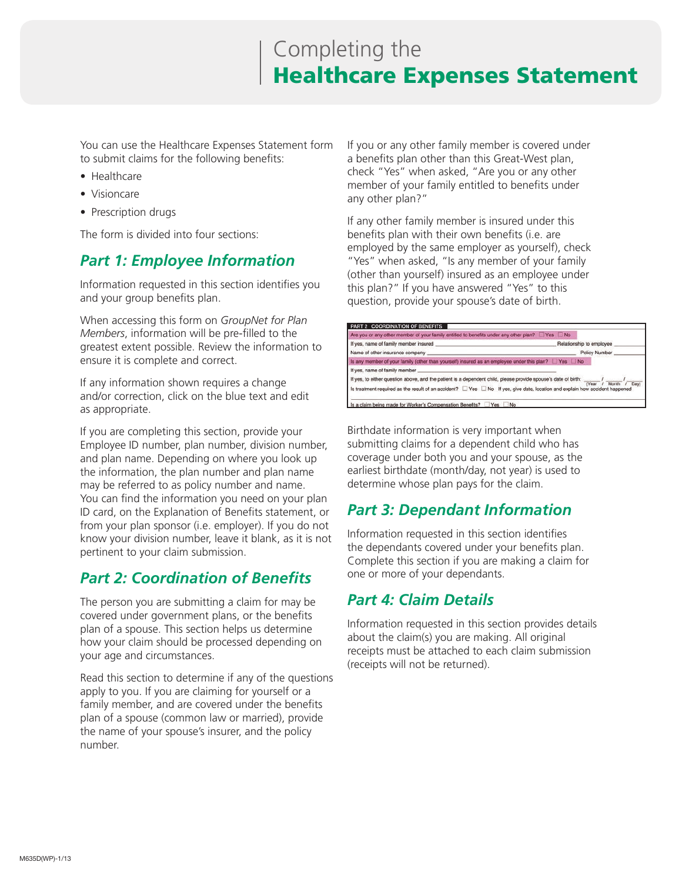# Completing the **Healthcare Expenses Statement**

You can use the Healthcare Expenses Statement form to submit claims for the following benefits:

- Healthcare
- Visioncare
- Prescription drugs

The form is divided into four sections:

## *Part 1: Employee Information*

Information requested in this section identifies you and your group benefits plan.

When accessing this form on *GroupNet for Plan Members*, information will be pre-filled to the greatest extent possible. Review the information to ensure it is complete and correct.

If any information shown requires a change and/or correction, click on the blue text and edit as appropriate.

If you are completing this section, provide your Employee ID number, plan number, division number, and plan name. Depending on where you look up the information, the plan number and plan name may be referred to as policy number and name. You can find the information you need on your plan ID card, on the Explanation of Benefits statement, or from your plan sponsor (i.e. employer). If you do not know your division number, leave it blank, as it is not pertinent to your claim submission.

## *Part 2: Coordination of Benefits*

The person you are submitting a claim for may be covered under government plans, or the benefits plan of a spouse. This section helps us determine how your claim should be processed depending on your age and circumstances.

Read this section to determine if any of the questions apply to you. If you are claiming for yourself or a family member, and are covered under the benefits plan of a spouse (common law or married), provide the name of your spouse's insurer, and the policy number.

If you or any other family member is covered under a benefits plan other than this Great-West plan, check "Yes" when asked, "Are you or any other member of your family entitled to benefits under any other plan?"

If any other family member is insured under this benefits plan with their own benefits (i.e. are employed by the same employer as yourself), check "Yes" when asked, "Is any member of your family (other than yourself) insured as an employee under this plan?" If you have answered "Yes" to this question, provide your spouse's date of birth.

**PART 2 COORDINATION OF BENEFITS**

Are you or any other member of your family entitled to benefits under any other plan? ☐ Yes ☐ No

If yes, name of family member insured ____ Relationship to employee ____

Name of other insurance company ____ Policy Number ____

Is any member of your family (other than yourself) insured as an employee under this plan? ☐ Yes ☐ No

If yes, name of family member ____

If yes, to either question above, and the patient is a dependent child, please provide spouse's date of birth: ____ / ____ / ____ (Year / Month / Day)

Is treatment required as the result of an accident? ☐ Yes ☐ No If yes, give date, location and explain how accident happened

Is a claim being made for Worker's Compensation Benefits? ☐ Yes ☐ No

Birthdate information is very important when submitting claims for a dependent child who has coverage under both you and your spouse, as the earliest birthdate (month/day, not year) is used to determine whose plan pays for the claim.

## *Part 3: Dependant Information*

Information requested in this section identifies the dependants covered under your benefits plan. Complete this section if you are making a claim for one or more of your dependants.

## *Part 4: Claim Details*

Information requested in this section provides details about the claim(s) you are making. All original receipts must be attached to each claim submission (receipts will not be returned).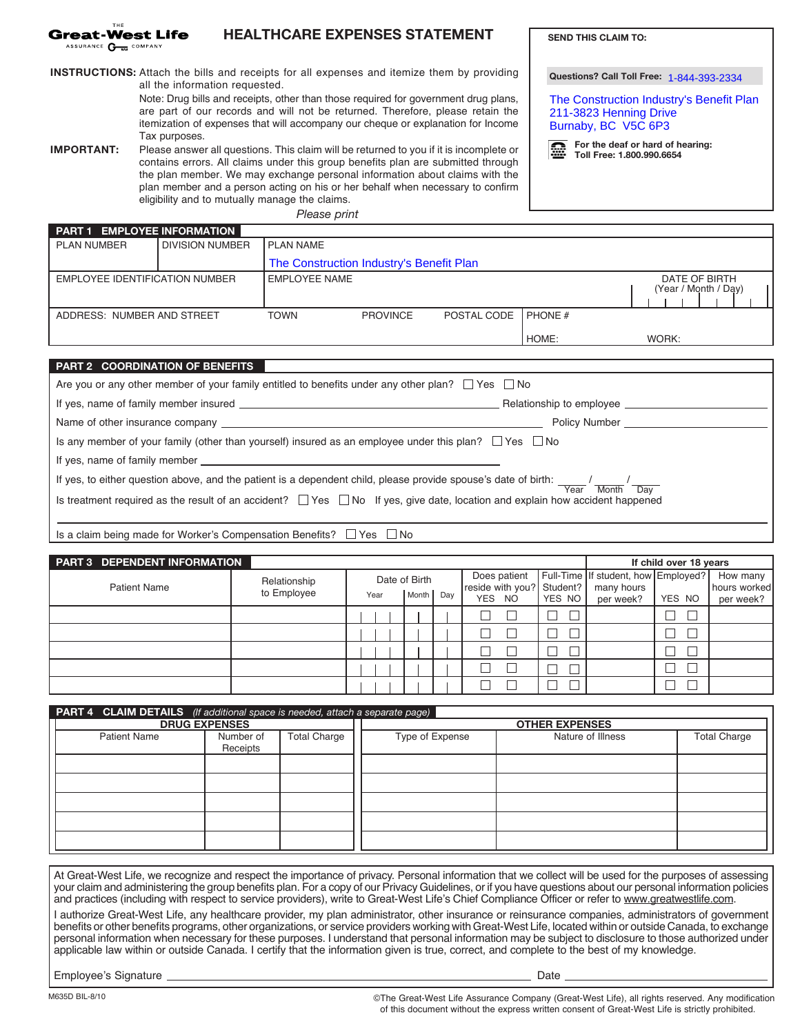THE **Great-West Life** ASSURANCE COMPANY

# HEALTHCARE EXPENSES STATEMENT

**SEND THIS CLAIM TO:**

**Questions? Call Toll Free:** 1-844-393-2334

The Construction Industry's Benefit Plan
211-3823 Henning Drive
Burnaby, BC V5C 6P3

**For the deaf or hard of hearing:**
**Toll Free: 1.800.990.6654**

**INSTRUCTIONS:** Attach the bills and receipts for all expenses and itemize them by providing all the information requested.

Note: Drug bills and receipts, other than those required for government drug plans, are part of our records and will not be returned. Therefore, please retain the itemization of expenses that will accompany our cheque or explanation for Income Tax purposes.

**IMPORTANT:** Please answer all questions. This claim will be returned to you if it is incomplete or contains errors. All claims under this group benefits plan are submitted through the plan member. We may exchange personal information about claims with the plan member and a person acting on his or her behalf when necessary to confirm eligibility and to mutually manage the claims.

*Please print*

## PART 1 EMPLOYEE INFORMATION

| PLAN NUMBER | DIVISION NUMBER | PLAN NAME | | | | |
|---|---|---|---|---|---|---|
| | | The Construction Industry's Benefit Plan | | | | |
| EMPLOYEE IDENTIFICATION NUMBER | | EMPLOYEE NAME | | | | DATE OF BIRTH (Year / Month / Day) |
| ADDRESS: NUMBER AND STREET | | TOWN | PROVINCE | POSTAL CODE | PHONE # HOME: | WORK: |

## PART 2 COORDINATION OF BENEFITS

Are you or any other member of your family entitled to benefits under any other plan? ☐ Yes ☐ No

If yes, name of family member insured ____________ Relationship to employee ____________

Name of other insurance company ____________ Policy Number ____________

Is any member of your family (other than yourself) insured as an employee under this plan? ☐ Yes ☐ No

If yes, name of family member ____________

If yes, to either question above, and the patient is a dependent child, please provide spouse's date of birth: ____ / ____ / ____ (Year / Month / Day)

Is treatment required as the result of an accident? ☐ Yes ☐ No If yes, give date, location and explain how accident happened

____________

Is a claim being made for Worker's Compensation Benefits? ☐ Yes ☐ No

## PART 3 DEPENDENT INFORMATION

| Patient Name | Relationship to Employee | Date of Birth Year | Month | Day | Does patient reside with you? YES | NO | Full-Time Student? YES | NO | If child over 18 years: If student, how many hours per week? | Employed? YES | NO | How many hours worked per week? |
|---|---|---|---|---|---|---|---|---|---|---|---|---|
| | | | | | ☐ | ☐ | ☐ | ☐ | | ☐ | ☐ | |
| | | | | | ☐ | ☐ | ☐ | ☐ | | ☐ | ☐ | |
| | | | | | ☐ | ☐ | ☐ | ☐ | | ☐ | ☐ | |
| | | | | | ☐ | ☐ | ☐ | ☐ | | ☐ | ☐ | |
| | | | | | ☐ | ☐ | ☐ | ☐ | | ☐ | ☐ | |

## PART 4 CLAIM DETAILS *(If additional space is needed, attach a separate page)*

| DRUG EXPENSES | | | OTHER EXPENSES | | |
|---|---|---|---|---|---|
| Patient Name | Number of Receipts | Total Charge | Type of Expense | Nature of Illness | Total Charge |
| | | | | | |
| | | | | | |
| | | | | | |
| | | | | | |
| | | | | | |

At Great-West Life, we recognize and respect the importance of privacy. Personal information that we collect will be used for the purposes of assessing your claim and administering the group benefits plan. For a copy of our Privacy Guidelines, or if you have questions about our personal information policies and practices (including with respect to service providers), write to Great-West Life's Chief Compliance Officer or refer to www.greatwestlife.com.

I authorize Great-West Life, any healthcare provider, my plan administrator, other insurance or reinsurance companies, administrators of government benefits or other benefits programs, other organizations, or service providers working with Great-West Life, located within or outside Canada, to exchange personal information when necessary for these purposes. I understand that personal information may be subject to disclosure to those authorized under applicable law within or outside Canada. I certify that the information given is true, correct, and complete to the best of my knowledge.

Employee's Signature ____________ Date ____________

M635D BIL-8/10

©The Great-West Life Assurance Company (Great-West Life), all rights reserved. Any modification of this document without the express written consent of Great-West Life is strictly prohibited.